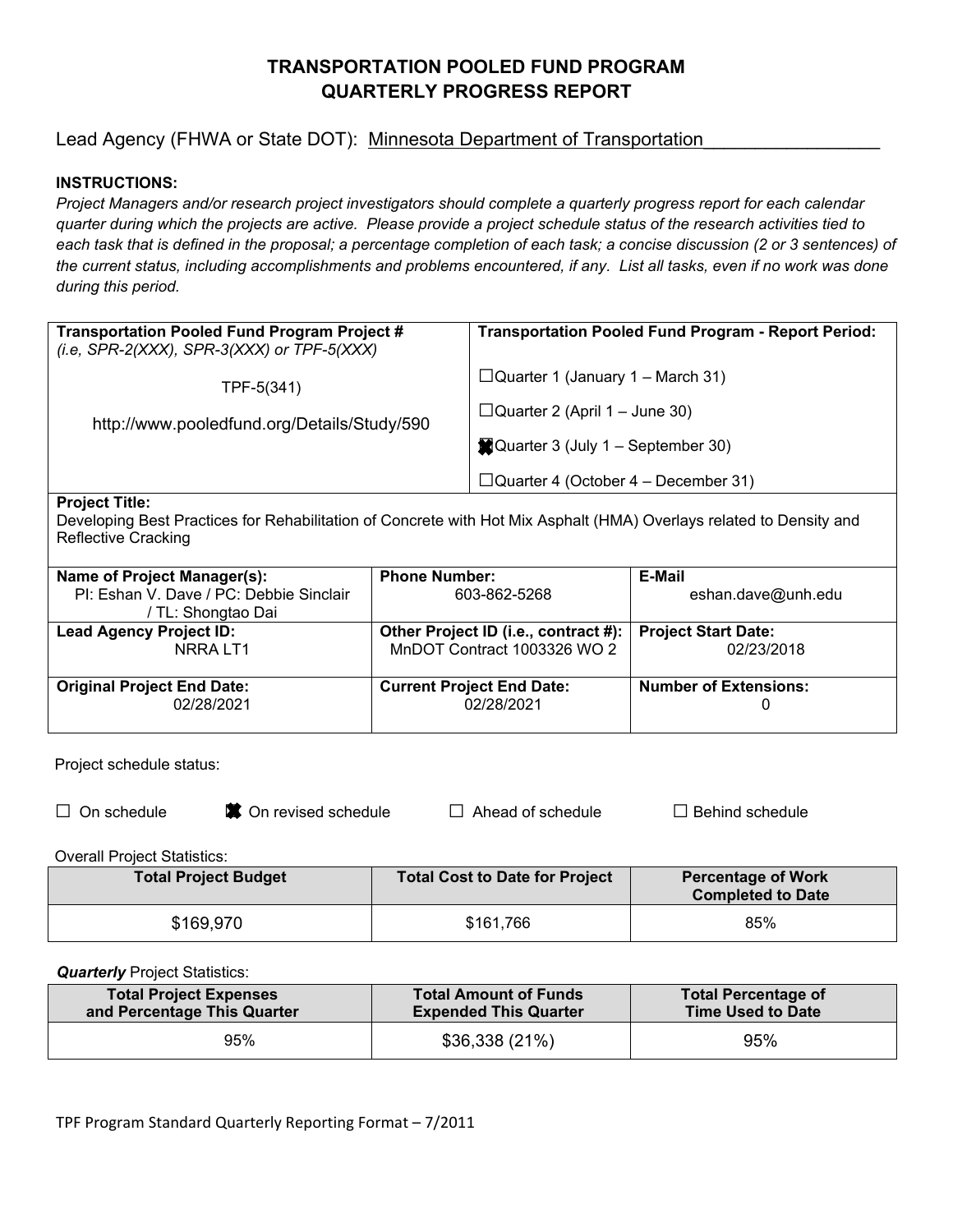# TRANSPORTATION POOLED FUND PROGRAM QUARTERLY PROGRESS REPORT

Lead Agency (FHWA or State DOT): Minnesota Department of Transportation

**INSTRUCTIONS:**

*Project Managers and/or research project investigators should complete a quarterly progress report for each calendar quarter during which the projects are active. Please provide a project schedule status of the research activities tied to each task that is defined in the proposal; a percentage completion of each task; a concise discussion (2 or 3 sentences) of the current status, including accomplishments and problems encountered, if any. List all tasks, even if no work was done during this period.*

| **Transportation Pooled Fund Program Project #** *(i.e, SPR-2(XXX), SPR-3(XXX) or TPF-5(XXX)* | **Transportation Pooled Fund Program - Report Period:** |
|---|---|
| TPF-5(341)<br><br>http://www.pooledfund.org/Details/Study/590 | ☐ Quarter 1 (January 1 – March 31)<br>☐ Quarter 2 (April 1 – June 30)<br>☒ Quarter 3 (July 1 – September 30)<br>☐ Quarter 4 (October 4 – December 31) |

**Project Title:**
Developing Best Practices for Rehabilitation of Concrete with Hot Mix Asphalt (HMA) Overlays related to Density and Reflective Cracking

| **Name of Project Manager(s):** | **Phone Number:** | **E-Mail** |
|---|---|---|
| PI: Eshan V. Dave / PC: Debbie Sinclair / TL: Shongtao Dai | 603-862-5268 | eshan.dave@unh.edu |
| **Lead Agency Project ID:**<br>NRRA LT1 | **Other Project ID (i.e., contract #):**<br>MnDOT Contract 1003326 WO 2 | **Project Start Date:**<br>02/23/2018 |
| **Original Project End Date:**<br>02/28/2021 | **Current Project End Date:**<br>02/28/2021 | **Number of Extensions:**<br>0 |

Project schedule status:

☐ On schedule ☒ On revised schedule ☐ Ahead of schedule ☐ Behind schedule

Overall Project Statistics:

| Total Project Budget | Total Cost to Date for Project | Percentage of Work Completed to Date |
|---|---|---|
| $169,970 | $161,766 | 85% |

***Quarterly*** Project Statistics:

| Total Project Expenses and Percentage This Quarter | Total Amount of Funds Expended This Quarter | Total Percentage of Time Used to Date |
|---|---|---|
| 95% | $36,338 (21%) | 95% |

TPF Program Standard Quarterly Reporting Format – 7/2011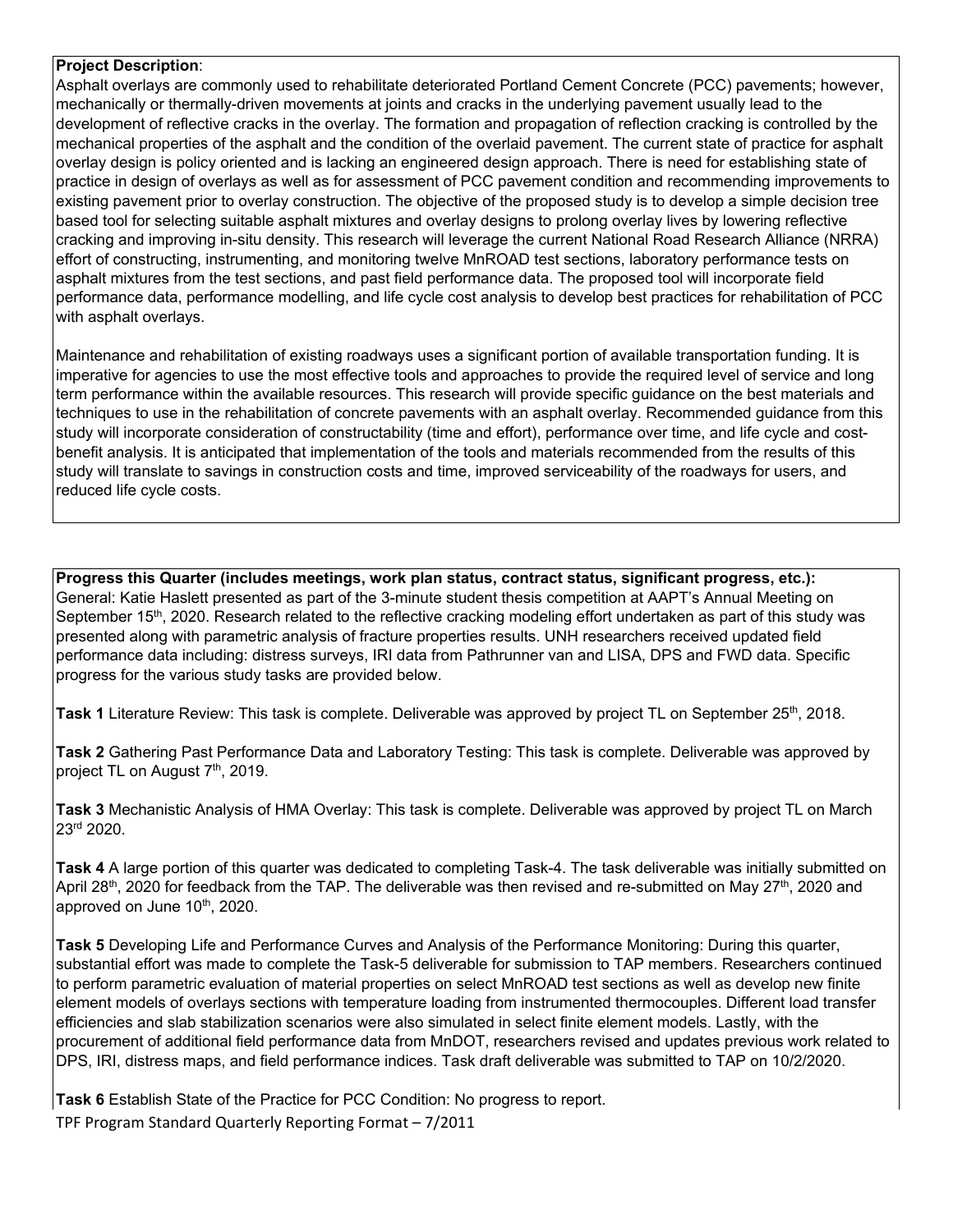**Project Description**:

Asphalt overlays are commonly used to rehabilitate deteriorated Portland Cement Concrete (PCC) pavements; however, mechanically or thermally-driven movements at joints and cracks in the underlying pavement usually lead to the development of reflective cracks in the overlay. The formation and propagation of reflection cracking is controlled by the mechanical properties of the asphalt and the condition of the overlaid pavement. The current state of practice for asphalt overlay design is policy oriented and is lacking an engineered design approach. There is need for establishing state of practice in design of overlays as well as for assessment of PCC pavement condition and recommending improvements to existing pavement prior to overlay construction. The objective of the proposed study is to develop a simple decision tree based tool for selecting suitable asphalt mixtures and overlay designs to prolong overlay lives by lowering reflective cracking and improving in-situ density. This research will leverage the current National Road Research Alliance (NRRA) effort of constructing, instrumenting, and monitoring twelve MnROAD test sections, laboratory performance tests on asphalt mixtures from the test sections, and past field performance data. The proposed tool will incorporate field performance data, performance modelling, and life cycle cost analysis to develop best practices for rehabilitation of PCC with asphalt overlays.

Maintenance and rehabilitation of existing roadways uses a significant portion of available transportation funding. It is imperative for agencies to use the most effective tools and approaches to provide the required level of service and long term performance within the available resources. This research will provide specific guidance on the best materials and techniques to use in the rehabilitation of concrete pavements with an asphalt overlay. Recommended guidance from this study will incorporate consideration of constructability (time and effort), performance over time, and life cycle and cost-benefit analysis. It is anticipated that implementation of the tools and materials recommended from the results of this study will translate to savings in construction costs and time, improved serviceability of the roadways for users, and reduced life cycle costs.

**Progress this Quarter (includes meetings, work plan status, contract status, significant progress, etc.):**

General: Katie Haslett presented as part of the 3-minute student thesis competition at AAPT's Annual Meeting on September 15th, 2020. Research related to the reflective cracking modeling effort undertaken as part of this study was presented along with parametric analysis of fracture properties results. UNH researchers received updated field performance data including: distress surveys, IRI data from Pathrunner van and LISA, DPS and FWD data. Specific progress for the various study tasks are provided below.

**Task 1** Literature Review: This task is complete. Deliverable was approved by project TL on September 25th, 2018.

**Task 2** Gathering Past Performance Data and Laboratory Testing: This task is complete. Deliverable was approved by project TL on August 7th, 2019.

**Task 3** Mechanistic Analysis of HMA Overlay: This task is complete. Deliverable was approved by project TL on March 23rd 2020.

**Task 4** A large portion of this quarter was dedicated to completing Task-4. The task deliverable was initially submitted on April 28th, 2020 for feedback from the TAP. The deliverable was then revised and re-submitted on May 27th, 2020 and approved on June 10th, 2020.

**Task 5** Developing Life and Performance Curves and Analysis of the Performance Monitoring: During this quarter, substantial effort was made to complete the Task-5 deliverable for submission to TAP members. Researchers continued to perform parametric evaluation of material properties on select MnROAD test sections as well as develop new finite element models of overlays sections with temperature loading from instrumented thermocouples. Different load transfer efficiencies and slab stabilization scenarios were also simulated in select finite element models. Lastly, with the procurement of additional field performance data from MnDOT, researchers revised and updates previous work related to DPS, IRI, distress maps, and field performance indices. Task draft deliverable was submitted to TAP on 10/2/2020.

**Task 6** Establish State of the Practice for PCC Condition: No progress to report.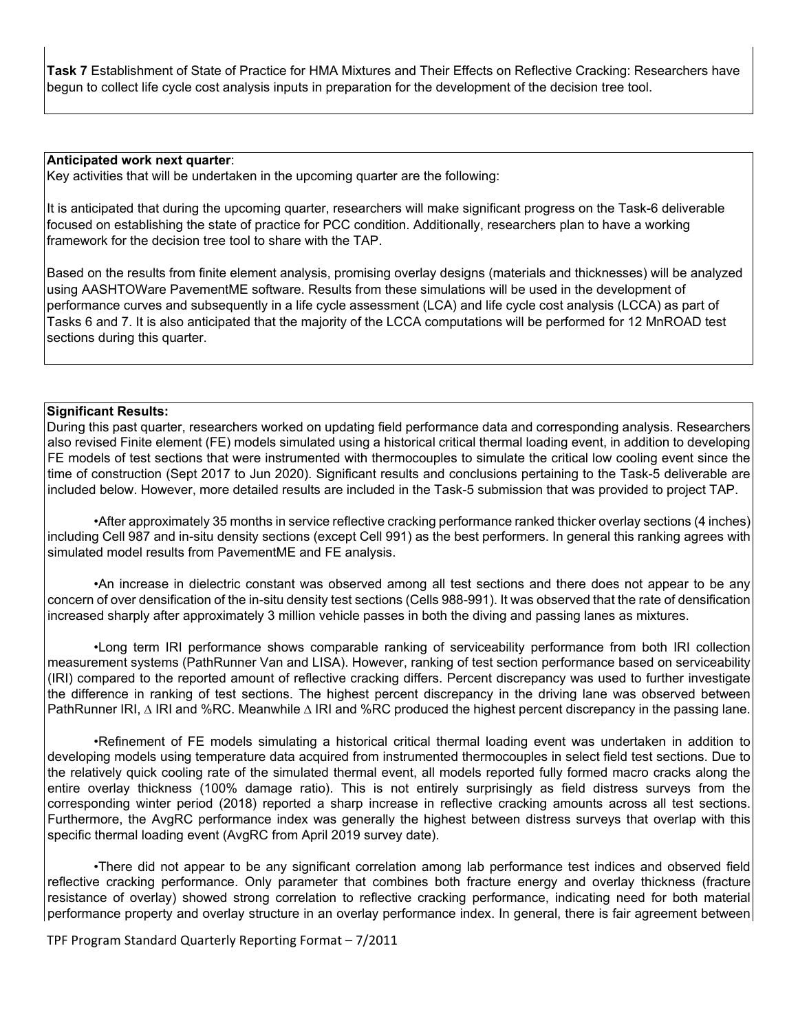**Task 7** Establishment of State of Practice for HMA Mixtures and Their Effects on Reflective Cracking: Researchers have begun to collect life cycle cost analysis inputs in preparation for the development of the decision tree tool.

**Anticipated work next quarter**:

Key activities that will be undertaken in the upcoming quarter are the following:

It is anticipated that during the upcoming quarter, researchers will make significant progress on the Task-6 deliverable focused on establishing the state of practice for PCC condition. Additionally, researchers plan to have a working framework for the decision tree tool to share with the TAP.

Based on the results from finite element analysis, promising overlay designs (materials and thicknesses) will be analyzed using AASHTOWare PavementME software. Results from these simulations will be used in the development of performance curves and subsequently in a life cycle assessment (LCA) and life cycle cost analysis (LCCA) as part of Tasks 6 and 7. It is also anticipated that the majority of the LCCA computations will be performed for 12 MnROAD test sections during this quarter.

**Significant Results:**

During this past quarter, researchers worked on updating field performance data and corresponding analysis. Researchers also revised Finite element (FE) models simulated using a historical critical thermal loading event, in addition to developing FE models of test sections that were instrumented with thermocouples to simulate the critical low cooling event since the time of construction (Sept 2017 to Jun 2020). Significant results and conclusions pertaining to the Task-5 deliverable are included below. However, more detailed results are included in the Task-5 submission that was provided to project TAP.

- After approximately 35 months in service reflective cracking performance ranked thicker overlay sections (4 inches) including Cell 987 and in-situ density sections (except Cell 991) as the best performers. In general this ranking agrees with simulated model results from PavementME and FE analysis.

- An increase in dielectric constant was observed among all test sections and there does not appear to be any concern of over densification of the in-situ density test sections (Cells 988-991). It was observed that the rate of densification increased sharply after approximately 3 million vehicle passes in both the diving and passing lanes as mixtures.

- Long term IRI performance shows comparable ranking of serviceability performance from both IRI collection measurement systems (PathRunner Van and LISA). However, ranking of test section performance based on serviceability (IRI) compared to the reported amount of reflective cracking differs. Percent discrepancy was used to further investigate the difference in ranking of test sections. The highest percent discrepancy in the driving lane was observed between PathRunner IRI, $\Delta$ IRI and %RC. Meanwhile $\Delta$ IRI and %RC produced the highest percent discrepancy in the passing lane.

- Refinement of FE models simulating a historical critical thermal loading event was undertaken in addition to developing models using temperature data acquired from instrumented thermocouples in select field test sections. Due to the relatively quick cooling rate of the simulated thermal event, all models reported fully formed macro cracks along the entire overlay thickness (100% damage ratio). This is not entirely surprisingly as field distress surveys from the corresponding winter period (2018) reported a sharp increase in reflective cracking amounts across all test sections. Furthermore, the AvgRC performance index was generally the highest between distress surveys that overlap with this specific thermal loading event (AvgRC from April 2019 survey date).

- There did not appear to be any significant correlation among lab performance test indices and observed field reflective cracking performance. Only parameter that combines both fracture energy and overlay thickness (fracture resistance of overlay) showed strong correlation to reflective cracking performance, indicating need for both material performance property and overlay structure in an overlay performance index. In general, there is fair agreement between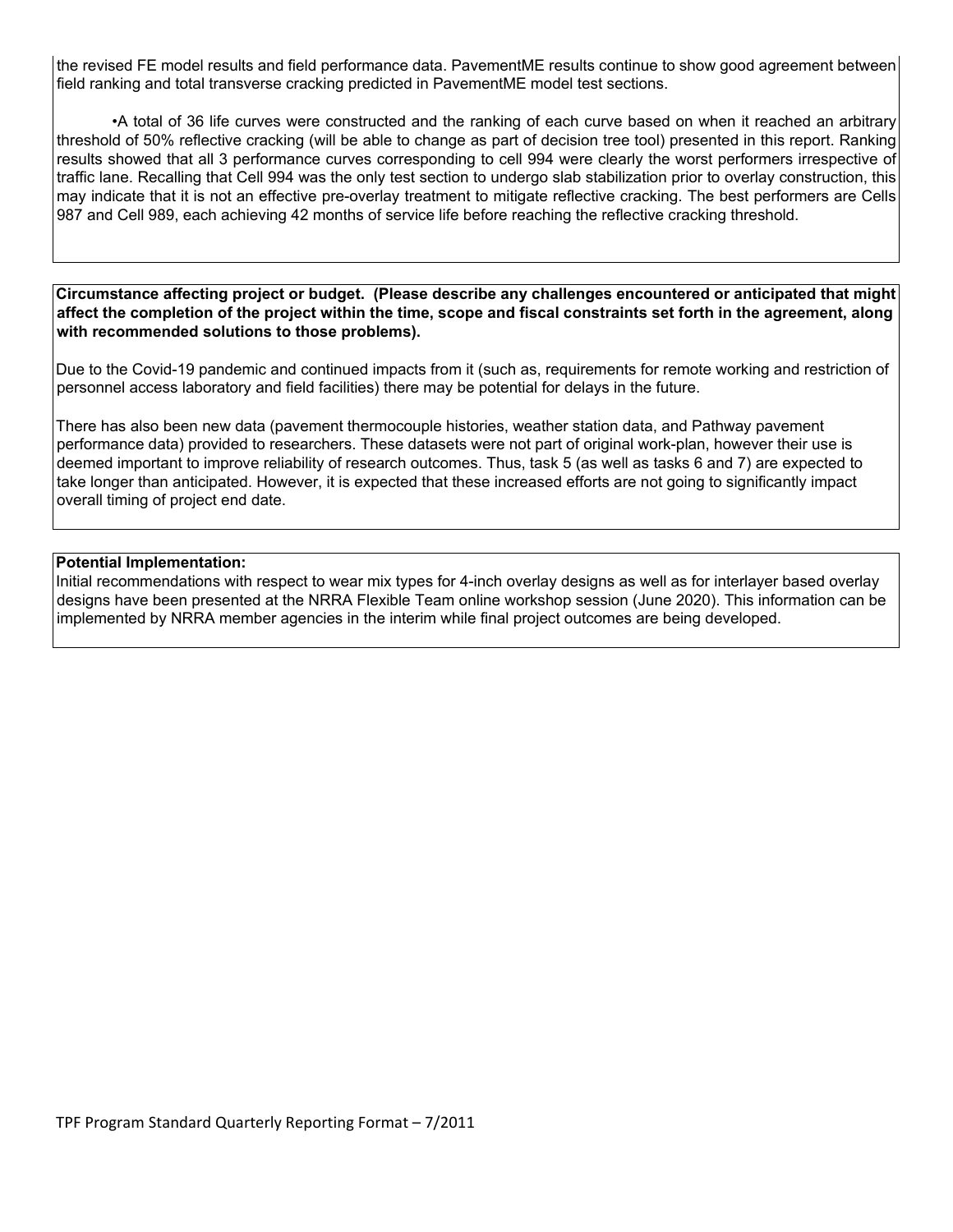the revised FE model results and field performance data. PavementME results continue to show good agreement between field ranking and total transverse cracking predicted in PavementME model test sections.

•A total of 36 life curves were constructed and the ranking of each curve based on when it reached an arbitrary threshold of 50% reflective cracking (will be able to change as part of decision tree tool) presented in this report. Ranking results showed that all 3 performance curves corresponding to cell 994 were clearly the worst performers irrespective of traffic lane. Recalling that Cell 994 was the only test section to undergo slab stabilization prior to overlay construction, this may indicate that it is not an effective pre-overlay treatment to mitigate reflective cracking. The best performers are Cells 987 and Cell 989, each achieving 42 months of service life before reaching the reflective cracking threshold.

**Circumstance affecting project or budget. (Please describe any challenges encountered or anticipated that might affect the completion of the project within the time, scope and fiscal constraints set forth in the agreement, along with recommended solutions to those problems).**

Due to the Covid-19 pandemic and continued impacts from it (such as, requirements for remote working and restriction of personnel access laboratory and field facilities) there may be potential for delays in the future.

There has also been new data (pavement thermocouple histories, weather station data, and Pathway pavement performance data) provided to researchers. These datasets were not part of original work-plan, however their use is deemed important to improve reliability of research outcomes. Thus, task 5 (as well as tasks 6 and 7) are expected to take longer than anticipated. However, it is expected that these increased efforts are not going to significantly impact overall timing of project end date.

**Potential Implementation:**

Initial recommendations with respect to wear mix types for 4-inch overlay designs as well as for interlayer based overlay designs have been presented at the NRRA Flexible Team online workshop session (June 2020). This information can be implemented by NRRA member agencies in the interim while final project outcomes are being developed.